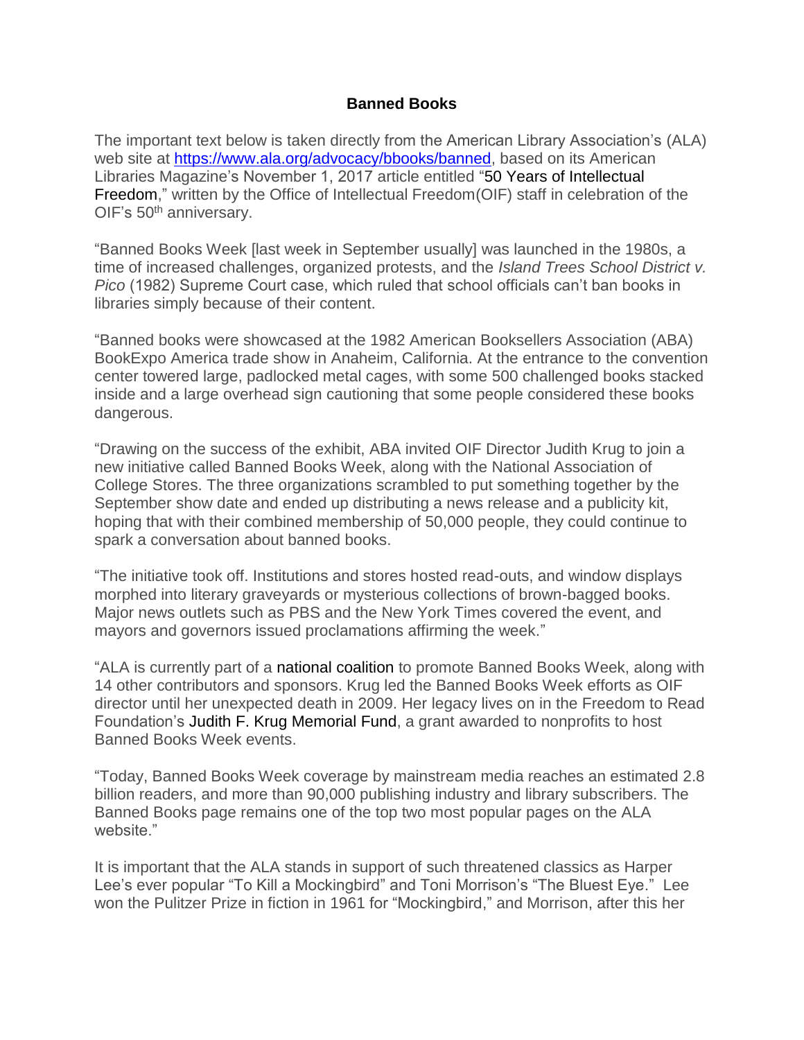# Banned Books

The important text below is taken directly from the American Library Association's (ALA) web site at [https://www.ala.org/advocacy/bbooks/banned](https://www.ala.org/advocacy/bbooks/banned), based on its American Libraries Magazine's November 1, 2017 article entitled "50 Years of Intellectual Freedom," written by the Office of Intellectual Freedom(OIF) staff in celebration of the OIF's 50th anniversary.

"Banned Books Week [last week in September usually] was launched in the 1980s, a time of increased challenges, organized protests, and the *Island Trees School District v. Pico* (1982) Supreme Court case, which ruled that school officials can't ban books in libraries simply because of their content.

"Banned books were showcased at the 1982 American Booksellers Association (ABA) BookExpo America trade show in Anaheim, California. At the entrance to the convention center towered large, padlocked metal cages, with some 500 challenged books stacked inside and a large overhead sign cautioning that some people considered these books dangerous.

"Drawing on the success of the exhibit, ABA invited OIF Director Judith Krug to join a new initiative called Banned Books Week, along with the National Association of College Stores. The three organizations scrambled to put something together by the September show date and ended up distributing a news release and a publicity kit, hoping that with their combined membership of 50,000 people, they could continue to spark a conversation about banned books.

"The initiative took off. Institutions and stores hosted read-outs, and window displays morphed into literary graveyards or mysterious collections of brown-bagged books. Major news outlets such as PBS and the New York Times covered the event, and mayors and governors issued proclamations affirming the week."

"ALA is currently part of a national coalition to promote Banned Books Week, along with 14 other contributors and sponsors. Krug led the Banned Books Week efforts as OIF director until her unexpected death in 2009. Her legacy lives on in the Freedom to Read Foundation's Judith F. Krug Memorial Fund, a grant awarded to nonprofits to host Banned Books Week events.

"Today, Banned Books Week coverage by mainstream media reaches an estimated 2.8 billion readers, and more than 90,000 publishing industry and library subscribers. The Banned Books page remains one of the top two most popular pages on the ALA website."

It is important that the ALA stands in support of such threatened classics as Harper Lee's ever popular "To Kill a Mockingbird" and Toni Morrison's "The Bluest Eye." Lee won the Pulitzer Prize in fiction in 1961 for "Mockingbird," and Morrison, after this her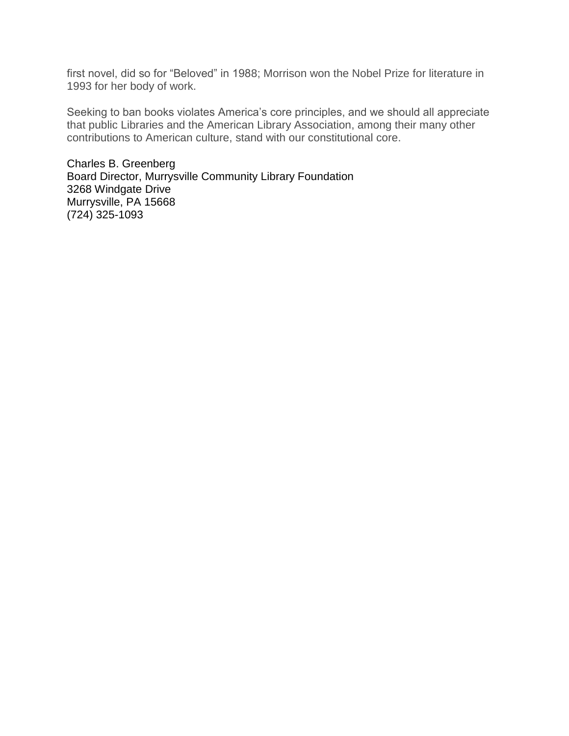first novel, did so for "Beloved" in 1988; Morrison won the Nobel Prize for literature in 1993 for her body of work.

Seeking to ban books violates America's core principles, and we should all appreciate that public Libraries and the American Library Association, among their many other contributions to American culture, stand with our constitutional core.

Charles B. Greenberg
Board Director, Murrysville Community Library Foundation
3268 Windgate Drive
Murrysville, PA 15668
(724) 325-1093